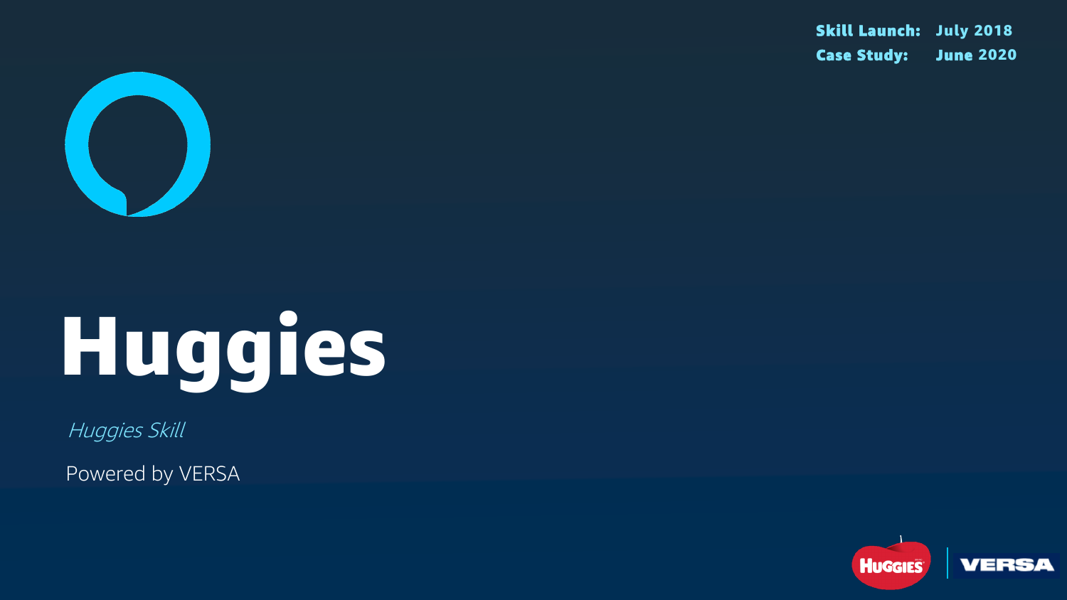**Skill Launch:** July 2018
**Case Study:** June 2020

# Huggies

*Huggies Skill*

Powered by VERSA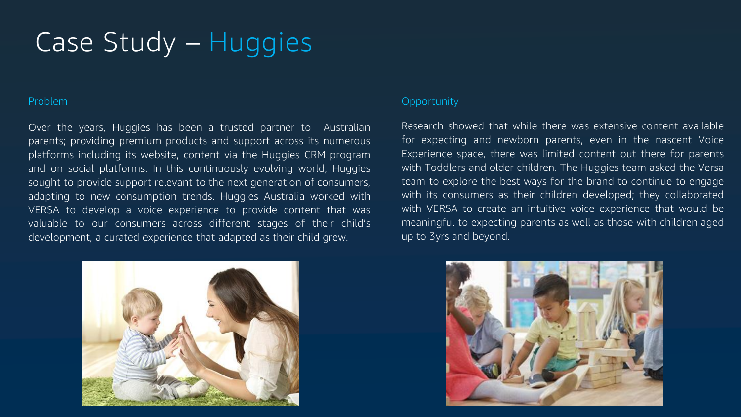# Case Study – Huggies

## Problem

Over the years, Huggies has been a trusted partner to Australian parents; providing premium products and support across its numerous platforms including its website, content via the Huggies CRM program and on social platforms. In this continuously evolving world, Huggies sought to provide support relevant to the next generation of consumers, adapting to new consumption trends. Huggies Australia worked with VERSA to develop a voice experience to provide content that was valuable to our consumers across different stages of their child's development, a curated experience that adapted as their child grew.

## Opportunity

Research showed that while there was extensive content available for expecting and newborn parents, even in the nascent Voice Experience space, there was limited content out there for parents with Toddlers and older children. The Huggies team asked the Versa team to explore the best ways for the brand to continue to engage with its consumers as their children developed; they collaborated with VERSA to create an intuitive voice experience that would be meaningful to expecting parents as well as those with children aged up to 3yrs and beyond.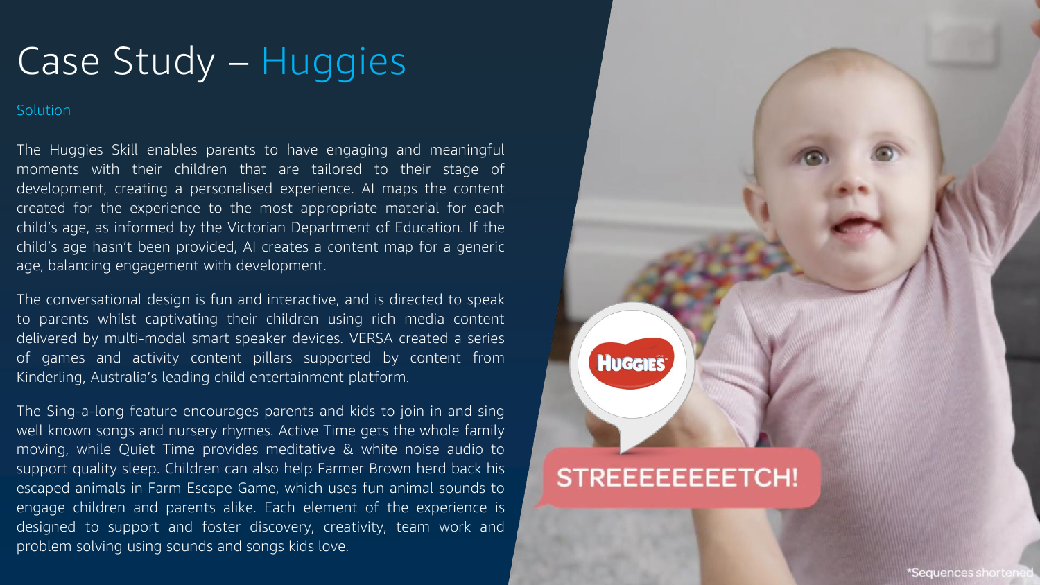# Case Study – Huggies

## Solution

The Huggies Skill enables parents to have engaging and meaningful moments with their children that are tailored to their stage of development, creating a personalised experience. AI maps the content created for the experience to the most appropriate material for each child's age, as informed by the Victorian Department of Education. If the child's age hasn't been provided, AI creates a content map for a generic age, balancing engagement with development.

The conversational design is fun and interactive, and is directed to speak to parents whilst captivating their children using rich media content delivered by multi-modal smart speaker devices. VERSA created a series of games and activity content pillars supported by content from Kinderling, Australia's leading child entertainment platform.

The Sing-a-long feature encourages parents and kids to join in and sing well known songs and nursery rhymes. Active Time gets the whole family moving, while Quiet Time provides meditative & white noise audio to support quality sleep. Children can also help Farmer Brown herd back his escaped animals in Farm Escape Game, which uses fun animal sounds to engage children and parents alike. Each element of the experience is designed to support and foster discovery, creativity, team work and problem solving using sounds and songs kids love.

STREEEEEEEETCH!

*Sequences shortened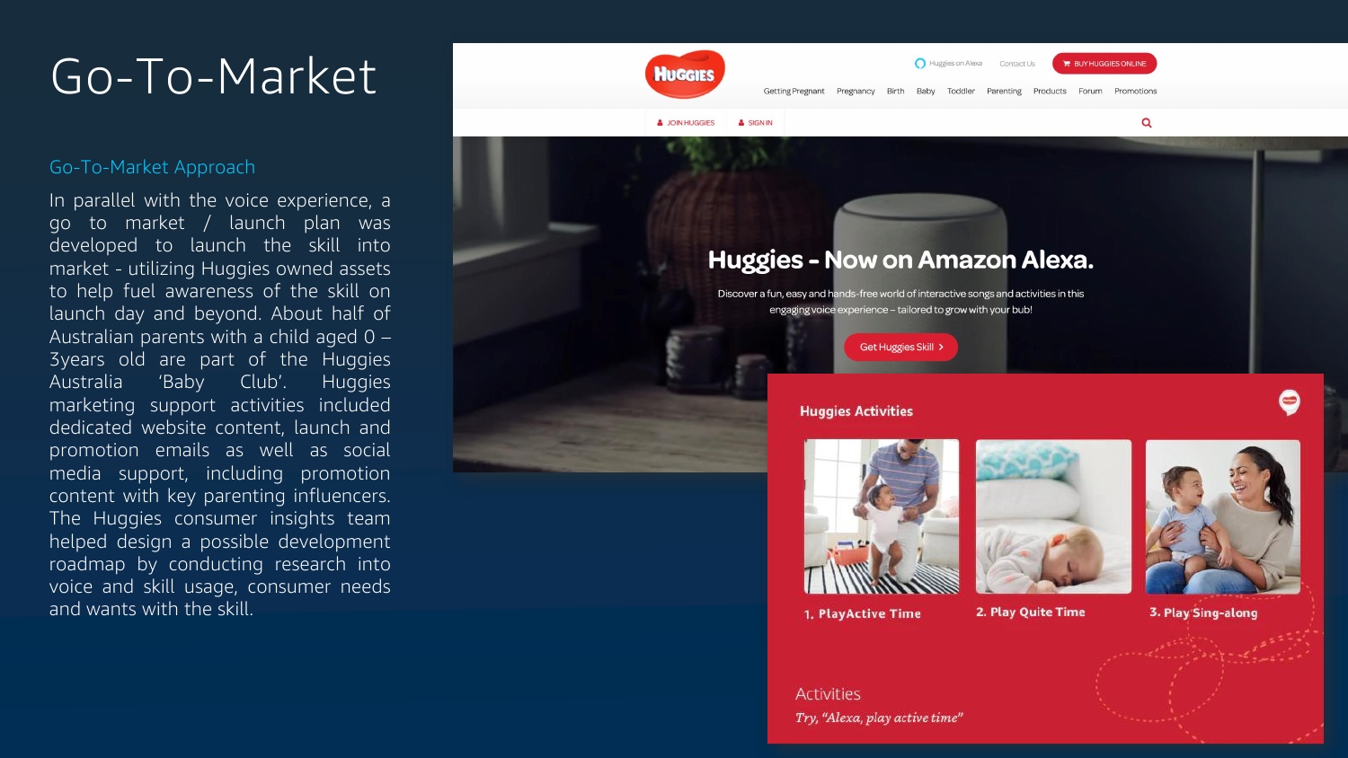# Go-To-Market

## Go-To-Market Approach

In parallel with the voice experience, a go to market / launch plan was developed to launch the skill into market - utilizing Huggies owned assets to help fuel awareness of the skill on launch day and beyond. About half of Australian parents with a child aged 0 – 3years old are part of the Huggies Australia 'Baby Club'. Huggies marketing support activities included dedicated website content, launch and promotion emails as well as social media support, including promotion content with key parenting influencers. The Huggies consumer insights team helped design a possible development roadmap by conducting research into voice and skill usage, consumer needs and wants with the skill.

Huggies on Alexa | Contact Us | BUY HUGGIES ONLINE

Getting Pregnant | Pregnancy | Birth | Baby | Toddler | Parenting | Products | Forum | Promotions

JOIN HUGGIES | SIGN IN

**Huggies - Now on Amazon Alexa.**

Discover a fun, easy and hands-free world of interactive songs and activities in this engaging voice experience – tailored to grow with your bub!

Get Huggies Skill >

**Huggies Activities**

1. PlayActive Time
2. Play Quite Time
3. Play Sing-along

Activities

*Try, "Alexa, play active time"*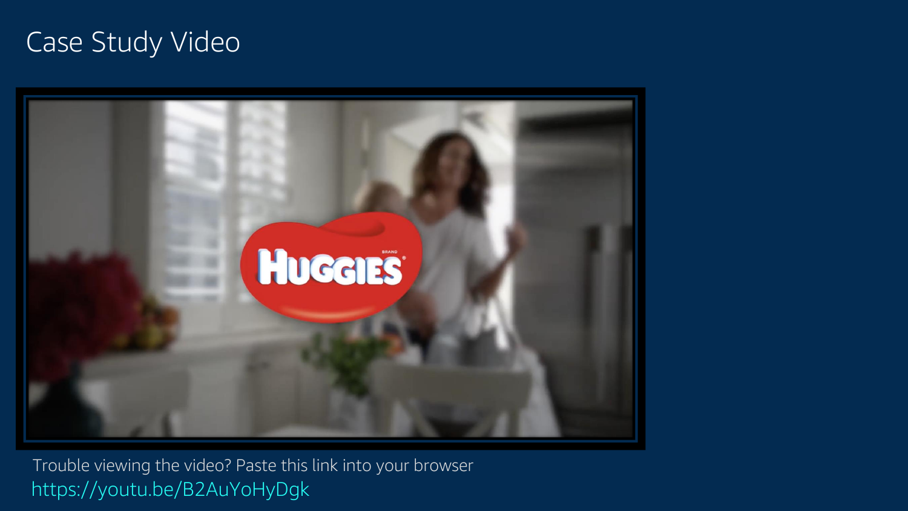# Case Study Video

Trouble viewing the video? Paste this link into your browser

https://youtu.be/B2AuYoHyDgk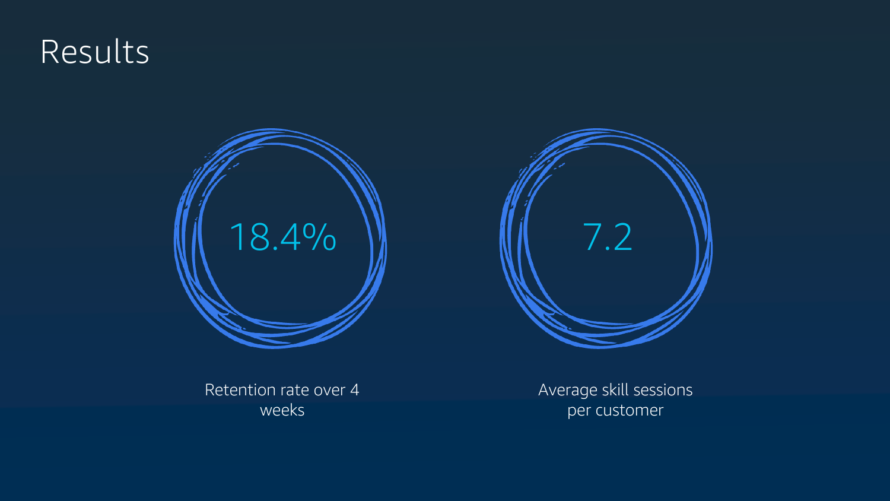# Results

**18.4%**

Retention rate over 4 weeks

**7.2**

Average skill sessions per customer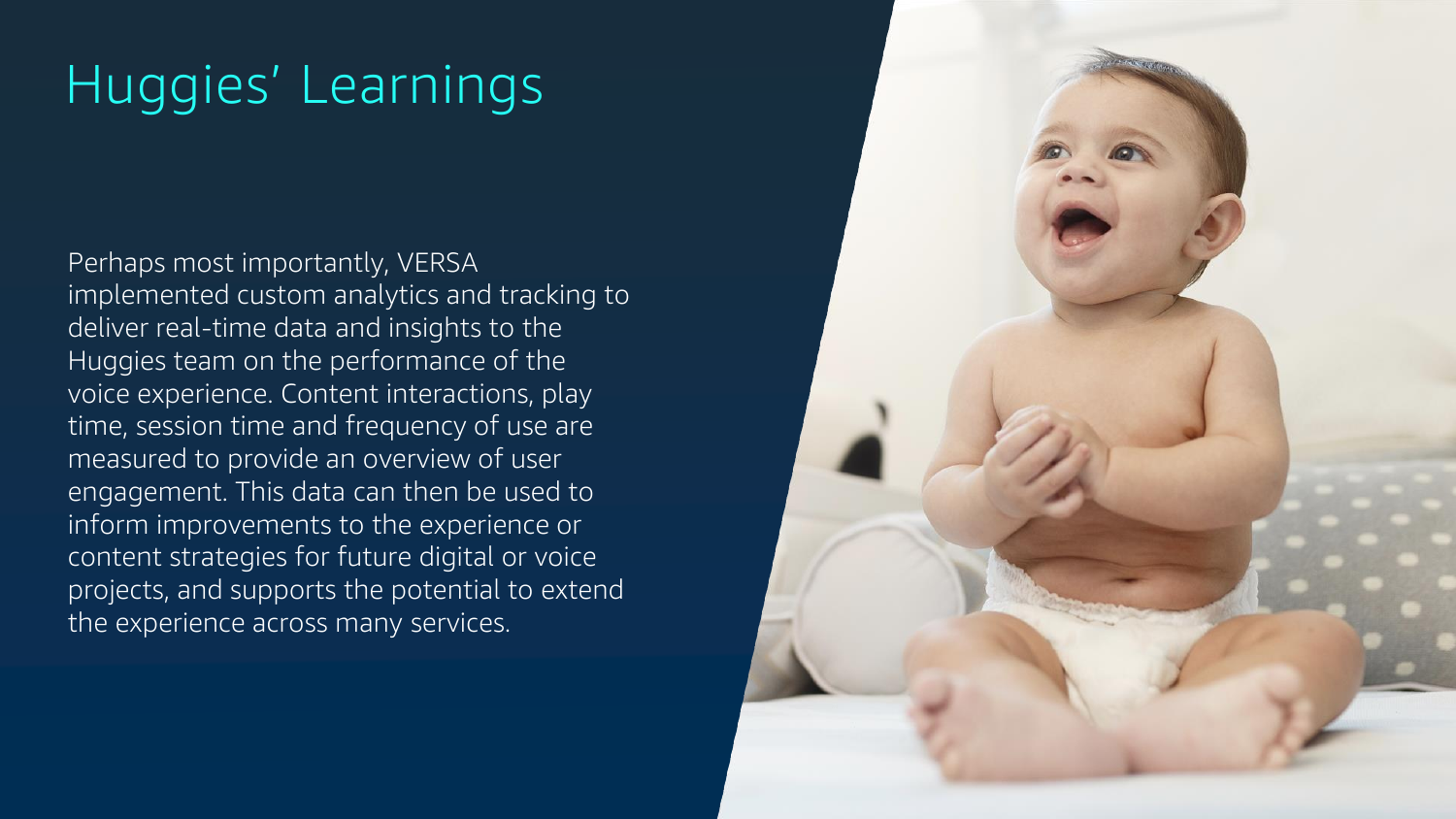# Huggies’ Learnings

Perhaps most importantly, VERSA implemented custom analytics and tracking to deliver real-time data and insights to the Huggies team on the performance of the voice experience. Content interactions, play time, session time and frequency of use are measured to provide an overview of user engagement. This data can then be used to inform improvements to the experience or content strategies for future digital or voice projects, and supports the potential to extend the experience across many services.